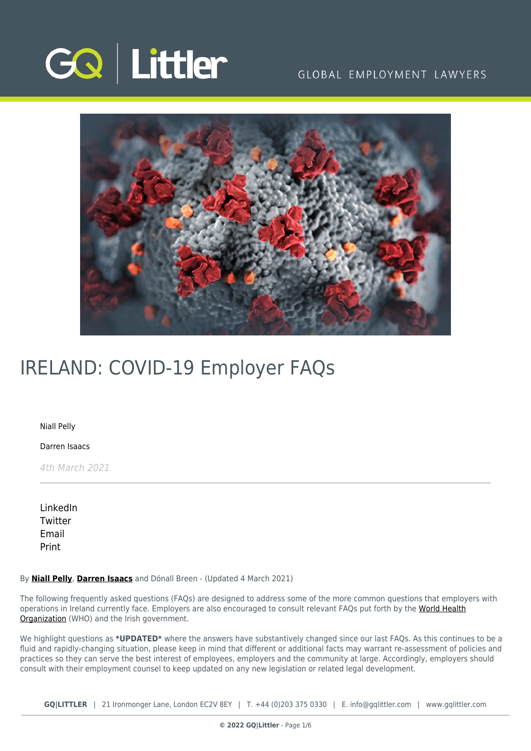# IRELAND: COVID-19 Employer FAQs

Niall Pelly

Darren Isaacs

*4th March 2021*

---

LinkedIn
Twitter
Email
Print

By **Niall Pelly**, **Darren Isaacs** and Dónall Breen - (Updated 4 March 2021)

The following frequently asked questions (FAQs) are designed to address some of the more common questions that employers with operations in Ireland currently face. Employers are also encouraged to consult relevant FAQs put forth by the World Health Organization (WHO) and the Irish government.

We highlight questions as ***UPDATED*** where the answers have substantively changed since our last FAQs. As this continues to be a fluid and rapidly-changing situation, please keep in mind that different or additional facts may warrant re-assessment of policies and practices so they can serve the best interest of employees, employers and the community at large. Accordingly, employers should consult with their employment counsel to keep updated on any new legislation or related legal development.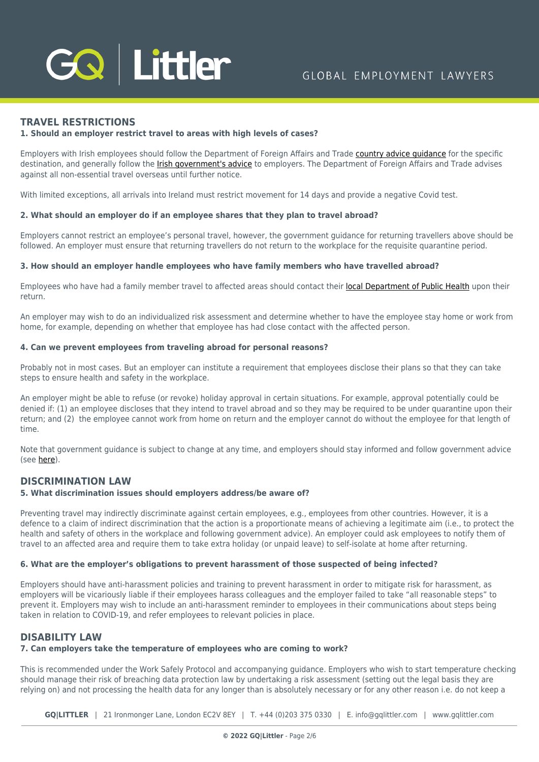## TRAVEL RESTRICTIONS

### 1. Should an employer restrict travel to areas with high levels of cases?

Employers with Irish employees should follow the Department of Foreign Affairs and Trade country advice guidance for the specific destination, and generally follow the Irish government's advice to employers. The Department of Foreign Affairs and Trade advises against all non-essential travel overseas until further notice.

With limited exceptions, all arrivals into Ireland must restrict movement for 14 days and provide a negative Covid test.

### 2. What should an employer do if an employee shares that they plan to travel abroad?

Employers cannot restrict an employee's personal travel, however, the government guidance for returning travellers above should be followed. An employer must ensure that returning travellers do not return to the workplace for the requisite quarantine period.

### 3. How should an employer handle employees who have family members who have travelled abroad?

Employees who have had a family member travel to affected areas should contact their local Department of Public Health upon their return.

An employer may wish to do an individualized risk assessment and determine whether to have the employee stay home or work from home, for example, depending on whether that employee has had close contact with the affected person.

### 4. Can we prevent employees from traveling abroad for personal reasons?

Probably not in most cases. But an employer can institute a requirement that employees disclose their plans so that they can take steps to ensure health and safety in the workplace.

An employer might be able to refuse (or revoke) holiday approval in certain situations. For example, approval potentially could be denied if: (1) an employee discloses that they intend to travel abroad and so they may be required to be under quarantine upon their return; and (2) the employee cannot work from home on return and the employer cannot do without the employee for that length of time.

Note that government guidance is subject to change at any time, and employers should stay informed and follow government advice (see here).

## DISCRIMINATION LAW

### 5. What discrimination issues should employers address/be aware of?

Preventing travel may indirectly discriminate against certain employees, e.g., employees from other countries. However, it is a defence to a claim of indirect discrimination that the action is a proportionate means of achieving a legitimate aim (i.e., to protect the health and safety of others in the workplace and following government advice). An employer could ask employees to notify them of travel to an affected area and require them to take extra holiday (or unpaid leave) to self-isolate at home after returning.

### 6. What are the employer's obligations to prevent harassment of those suspected of being infected?

Employers should have anti-harassment policies and training to prevent harassment in order to mitigate risk for harassment, as employers will be vicariously liable if their employees harass colleagues and the employer failed to take "all reasonable steps" to prevent it. Employers may wish to include an anti-harassment reminder to employees in their communications about steps being taken in relation to COVID-19, and refer employees to relevant policies in place.

## DISABILITY LAW

### 7. Can employers take the temperature of employees who are coming to work?

This is recommended under the Work Safely Protocol and accompanying guidance. Employers who wish to start temperature checking should manage their risk of breaching data protection law by undertaking a risk assessment (setting out the legal basis they are relying on) and not processing the health data for any longer than is absolutely necessary or for any other reason i.e. do not keep a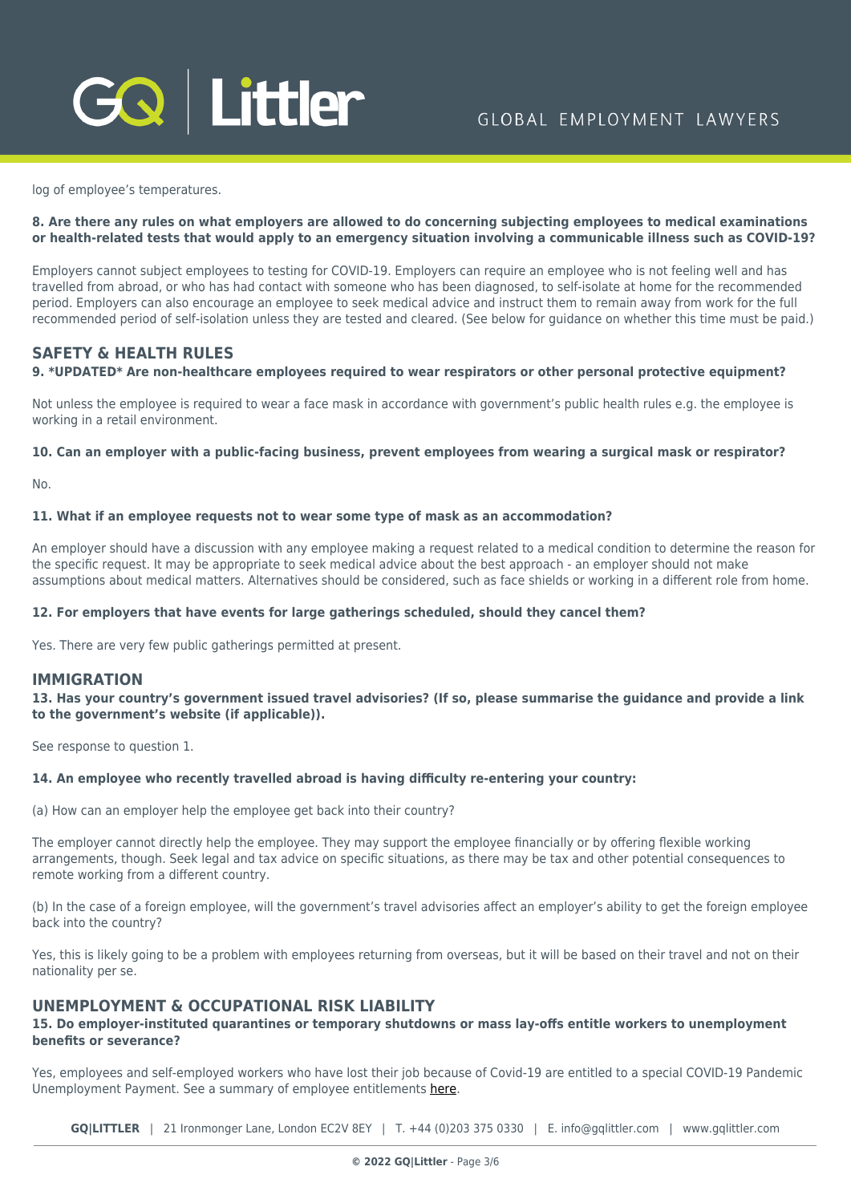log of employee's temperatures.

**8. Are there any rules on what employers are allowed to do concerning subjecting employees to medical examinations or health-related tests that would apply to an emergency situation involving a communicable illness such as COVID-19?**

Employers cannot subject employees to testing for COVID-19. Employers can require an employee who is not feeling well and has travelled from abroad, or who has had contact with someone who has been diagnosed, to self-isolate at home for the recommended period. Employers can also encourage an employee to seek medical advice and instruct them to remain away from work for the full recommended period of self-isolation unless they are tested and cleared. (See below for guidance on whether this time must be paid.)

## SAFETY & HEALTH RULES

**9. *UPDATED* Are non-healthcare employees required to wear respirators or other personal protective equipment?**

Not unless the employee is required to wear a face mask in accordance with government's public health rules e.g. the employee is working in a retail environment.

**10. Can an employer with a public-facing business, prevent employees from wearing a surgical mask or respirator?**

No.

**11. What if an employee requests not to wear some type of mask as an accommodation?**

An employer should have a discussion with any employee making a request related to a medical condition to determine the reason for the specific request. It may be appropriate to seek medical advice about the best approach - an employer should not make assumptions about medical matters. Alternatives should be considered, such as face shields or working in a different role from home.

**12. For employers that have events for large gatherings scheduled, should they cancel them?**

Yes. There are very few public gatherings permitted at present.

## IMMIGRATION

**13. Has your country's government issued travel advisories? (If so, please summarise the guidance and provide a link to the government's website (if applicable)).**

See response to question 1.

**14. An employee who recently travelled abroad is having difficulty re-entering your country:**

(a) How can an employer help the employee get back into their country?

The employer cannot directly help the employee. They may support the employee financially or by offering flexible working arrangements, though. Seek legal and tax advice on specific situations, as there may be tax and other potential consequences to remote working from a different country.

(b) In the case of a foreign employee, will the government's travel advisories affect an employer's ability to get the foreign employee back into the country?

Yes, this is likely going to be a problem with employees returning from overseas, but it will be based on their travel and not on their nationality per se.

## UNEMPLOYMENT & OCCUPATIONAL RISK LIABILITY

**15. Do employer-instituted quarantines or temporary shutdowns or mass lay-offs entitle workers to unemployment benefits or severance?**

Yes, employees and self-employed workers who have lost their job because of Covid-19 are entitled to a special COVID-19 Pandemic Unemployment Payment. See a summary of employee entitlements here.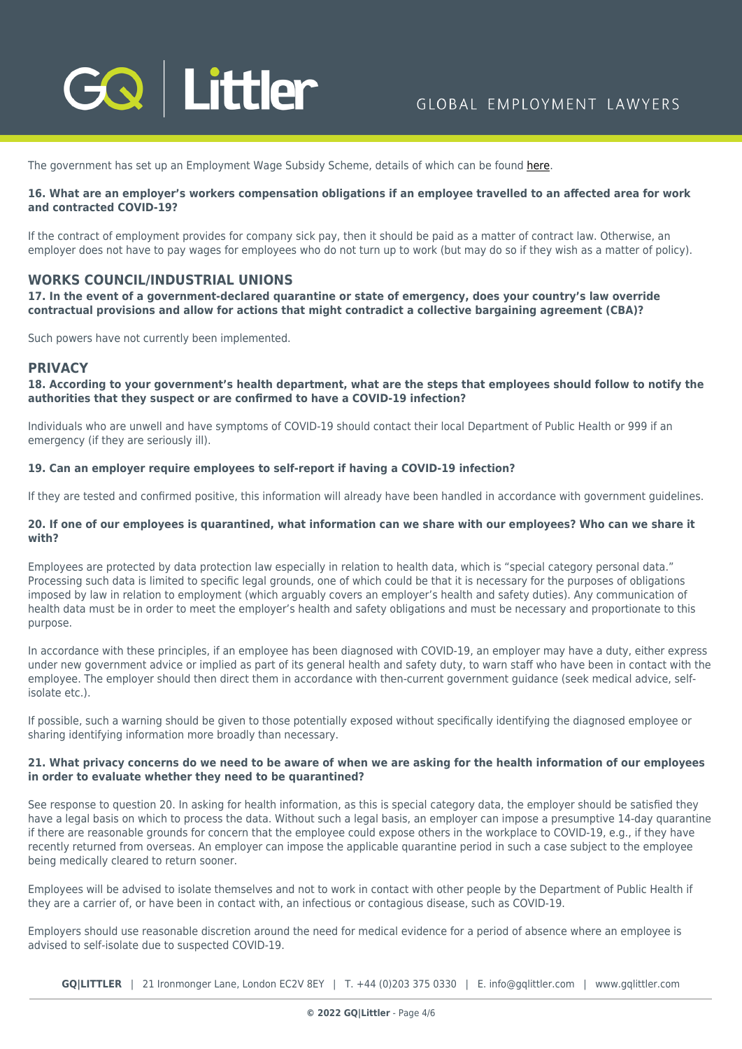The government has set up an Employment Wage Subsidy Scheme, details of which can be found here.

**16. What are an employer's workers compensation obligations if an employee travelled to an affected area for work and contracted COVID-19?**

If the contract of employment provides for company sick pay, then it should be paid as a matter of contract law. Otherwise, an employer does not have to pay wages for employees who do not turn up to work (but may do so if they wish as a matter of policy).

## WORKS COUNCIL/INDUSTRIAL UNIONS

**17. In the event of a government-declared quarantine or state of emergency, does your country's law override contractual provisions and allow for actions that might contradict a collective bargaining agreement (CBA)?**

Such powers have not currently been implemented.

## PRIVACY

**18. According to your government's health department, what are the steps that employees should follow to notify the authorities that they suspect or are confirmed to have a COVID-19 infection?**

Individuals who are unwell and have symptoms of COVID-19 should contact their local Department of Public Health or 999 if an emergency (if they are seriously ill).

**19. Can an employer require employees to self-report if having a COVID-19 infection?**

If they are tested and confirmed positive, this information will already have been handled in accordance with government guidelines.

**20. If one of our employees is quarantined, what information can we share with our employees? Who can we share it with?**

Employees are protected by data protection law especially in relation to health data, which is "special category personal data." Processing such data is limited to specific legal grounds, one of which could be that it is necessary for the purposes of obligations imposed by law in relation to employment (which arguably covers an employer's health and safety duties). Any communication of health data must be in order to meet the employer's health and safety obligations and must be necessary and proportionate to this purpose.

In accordance with these principles, if an employee has been diagnosed with COVID-19, an employer may have a duty, either express under new government advice or implied as part of its general health and safety duty, to warn staff who have been in contact with the employee. The employer should then direct them in accordance with then-current government guidance (seek medical advice, self-isolate etc.).

If possible, such a warning should be given to those potentially exposed without specifically identifying the diagnosed employee or sharing identifying information more broadly than necessary.

**21. What privacy concerns do we need to be aware of when we are asking for the health information of our employees in order to evaluate whether they need to be quarantined?**

See response to question 20. In asking for health information, as this is special category data, the employer should be satisfied they have a legal basis on which to process the data. Without such a legal basis, an employer can impose a presumptive 14-day quarantine if there are reasonable grounds for concern that the employee could expose others in the workplace to COVID-19, e.g., if they have recently returned from overseas. An employer can impose the applicable quarantine period in such a case subject to the employee being medically cleared to return sooner.

Employees will be advised to isolate themselves and not to work in contact with other people by the Department of Public Health if they are a carrier of, or have been in contact with, an infectious or contagious disease, such as COVID-19.

Employers should use reasonable discretion around the need for medical evidence for a period of absence where an employee is advised to self-isolate due to suspected COVID-19.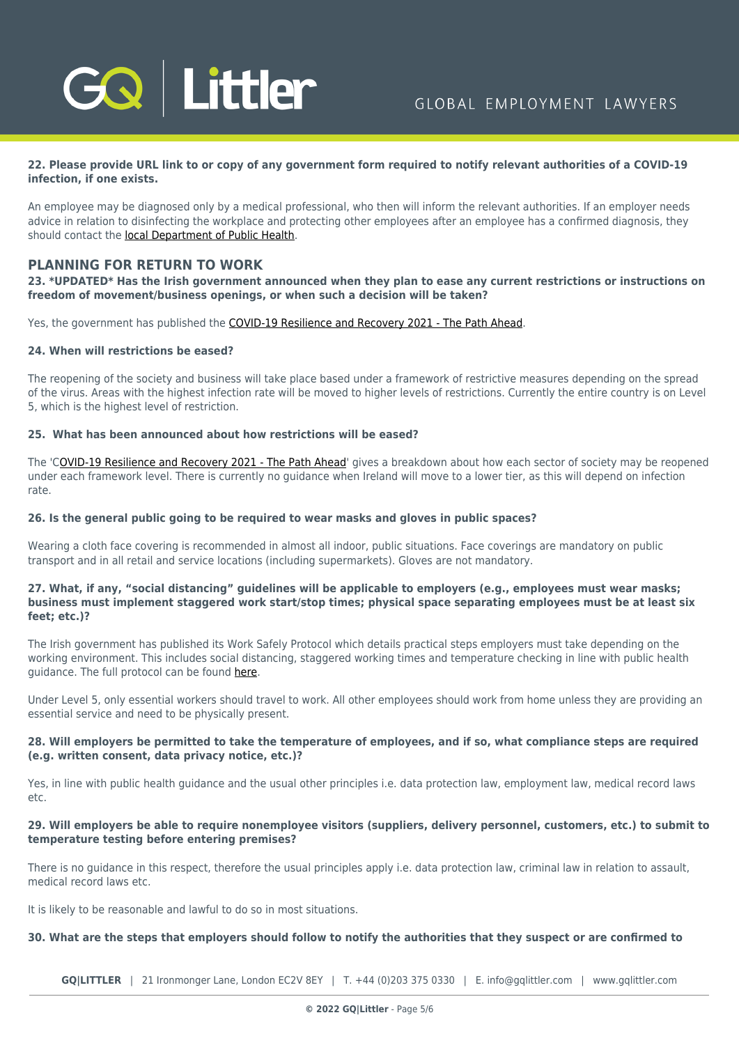**22. Please provide URL link to or copy of any government form required to notify relevant authorities of a COVID-19 infection, if one exists.**

An employee may be diagnosed only by a medical professional, who then will inform the relevant authorities. If an employer needs advice in relation to disinfecting the workplace and protecting other employees after an employee has a confirmed diagnosis, they should contact the local Department of Public Health.

## PLANNING FOR RETURN TO WORK

**23. *UPDATED* Has the Irish government announced when they plan to ease any current restrictions or instructions on freedom of movement/business openings, or when such a decision will be taken?**

Yes, the government has published the COVID-19 Resilience and Recovery 2021 - The Path Ahead.

**24. When will restrictions be eased?**

The reopening of the society and business will take place based under a framework of restrictive measures depending on the spread of the virus. Areas with the highest infection rate will be moved to higher levels of restrictions. Currently the entire country is on Level 5, which is the highest level of restriction.

**25. What has been announced about how restrictions will be eased?**

The 'COVID-19 Resilience and Recovery 2021 - The Path Ahead' gives a breakdown about how each sector of society may be reopened under each framework level. There is currently no guidance when Ireland will move to a lower tier, as this will depend on infection rate.

**26. Is the general public going to be required to wear masks and gloves in public spaces?**

Wearing a cloth face covering is recommended in almost all indoor, public situations. Face coverings are mandatory on public transport and in all retail and service locations (including supermarkets). Gloves are not mandatory.

**27. What, if any, "social distancing" guidelines will be applicable to employers (e.g., employees must wear masks; business must implement staggered work start/stop times; physical space separating employees must be at least six feet; etc.)?**

The Irish government has published its Work Safely Protocol which details practical steps employers must take depending on the working environment. This includes social distancing, staggered working times and temperature checking in line with public health guidance. The full protocol can be found here.

Under Level 5, only essential workers should travel to work. All other employees should work from home unless they are providing an essential service and need to be physically present.

**28. Will employers be permitted to take the temperature of employees, and if so, what compliance steps are required (e.g. written consent, data privacy notice, etc.)?**

Yes, in line with public health guidance and the usual other principles i.e. data protection law, employment law, medical record laws etc.

**29. Will employers be able to require nonemployee visitors (suppliers, delivery personnel, customers, etc.) to submit to temperature testing before entering premises?**

There is no guidance in this respect, therefore the usual principles apply i.e. data protection law, criminal law in relation to assault, medical record laws etc.

It is likely to be reasonable and lawful to do so in most situations.

**30. What are the steps that employers should follow to notify the authorities that they suspect or are confirmed to**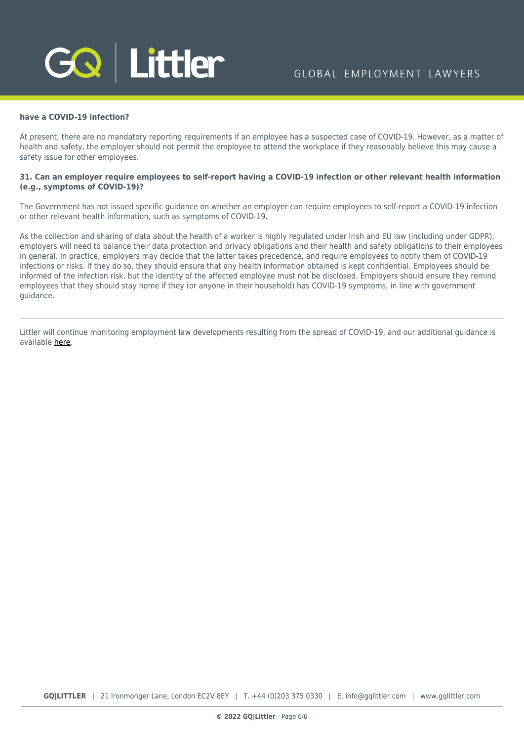**have a COVID-19 infection?**

At present, there are no mandatory reporting requirements if an employee has a suspected case of COVID-19. However, as a matter of health and safety, the employer should not permit the employee to attend the workplace if they reasonably believe this may cause a safety issue for other employees.

**31. Can an employer require employees to self-report having a COVID-19 infection or other relevant health information (e.g., symptoms of COVID-19)?**

The Government has not issued specific guidance on whether an employer can require employees to self-report a COVID-19 infection or other relevant health information, such as symptoms of COVID-19.

As the collection and sharing of data about the health of a worker is highly regulated under Irish and EU law (including under GDPR), employers will need to balance their data protection and privacy obligations and their health and safety obligations to their employees in general. In practice, employers may decide that the latter takes precedence, and require employees to notify them of COVID-19 infections or risks. If they do so, they should ensure that any health information obtained is kept confidential. Employees should be informed of the infection risk, but the identity of the affected employee must not be disclosed. Employers should ensure they remind employees that they should stay home if they (or anyone in their household) has COVID-19 symptoms, in line with government guidance.

---

Littler will continue monitoring employment law developments resulting from the spread of COVID-19, and our additional guidance is available here.